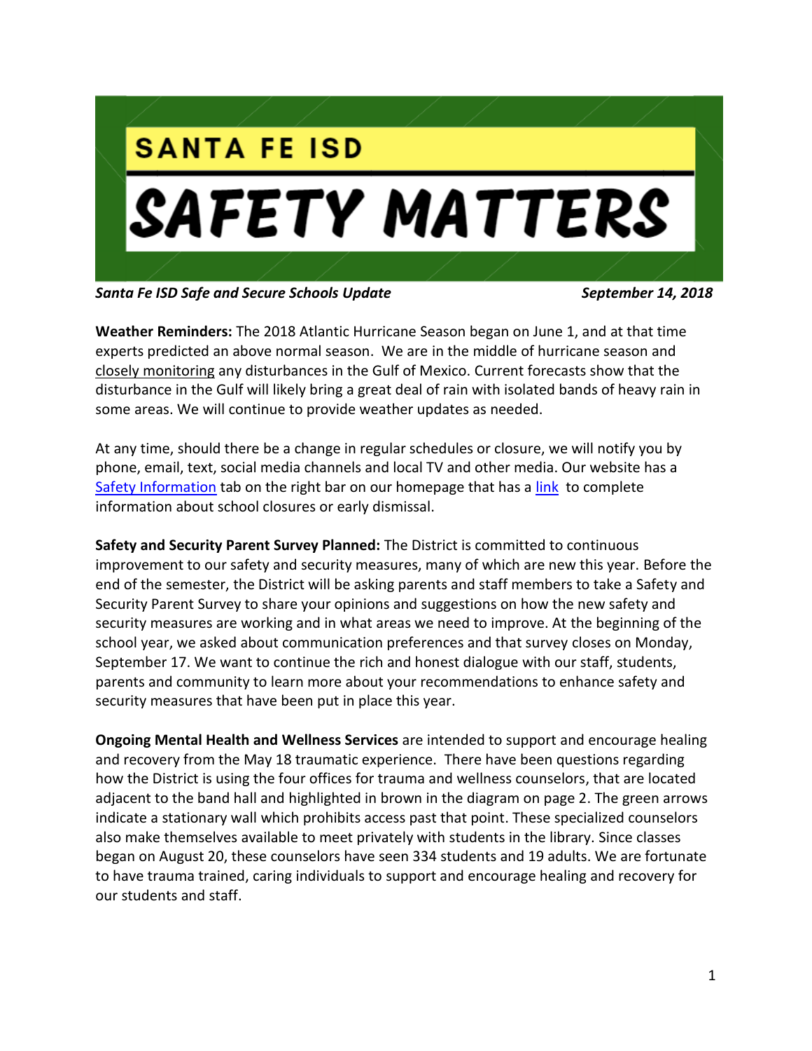# SANTA FE ISD

# SAFETY MATTERS

***Santa Fe ISD Safe and Secure Schools Update*** ***September 14, 2018***

**Weather Reminders:** The 2018 Atlantic Hurricane Season began on June 1, and at that time experts predicted an above normal season. We are in the middle of hurricane season and closely monitoring any disturbances in the Gulf of Mexico. Current forecasts show that the disturbance in the Gulf will likely bring a great deal of rain with isolated bands of heavy rain in some areas. We will continue to provide weather updates as needed.

At any time, should there be a change in regular schedules or closure, we will notify you by phone, email, text, social media channels and local TV and other media. Our website has a Safety Information tab on the right bar on our homepage that has a link to complete information about school closures or early dismissal.

**Safety and Security Parent Survey Planned:** The District is committed to continuous improvement to our safety and security measures, many of which are new this year. Before the end of the semester, the District will be asking parents and staff members to take a Safety and Security Parent Survey to share your opinions and suggestions on how the new safety and security measures are working and in what areas we need to improve. At the beginning of the school year, we asked about communication preferences and that survey closes on Monday, September 17. We want to continue the rich and honest dialogue with our staff, students, parents and community to learn more about your recommendations to enhance safety and security measures that have been put in place this year.

**Ongoing Mental Health and Wellness Services** are intended to support and encourage healing and recovery from the May 18 traumatic experience. There have been questions regarding how the District is using the four offices for trauma and wellness counselors, that are located adjacent to the band hall and highlighted in brown in the diagram on page 2. The green arrows indicate a stationary wall which prohibits access past that point. These specialized counselors also make themselves available to meet privately with students in the library. Since classes began on August 20, these counselors have seen 334 students and 19 adults. We are fortunate to have trauma trained, caring individuals to support and encourage healing and recovery for our students and staff.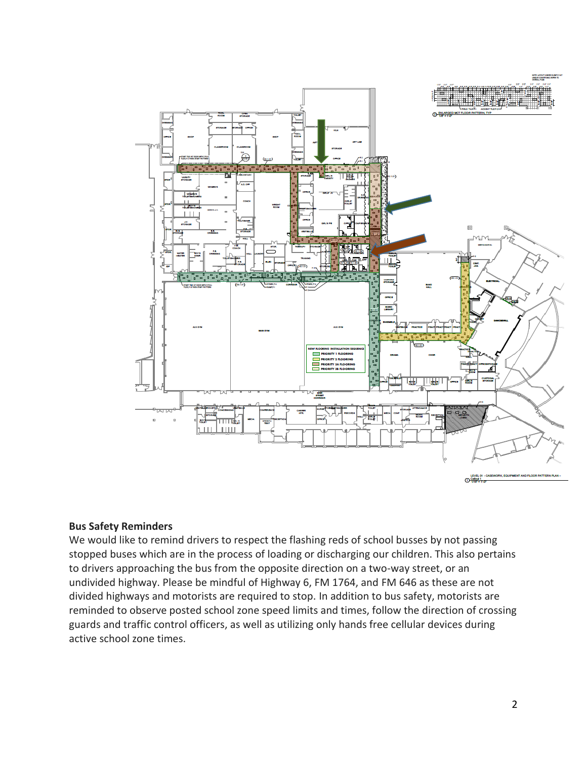## Bus Safety Reminders

We would like to remind drivers to respect the flashing reds of school busses by not passing stopped buses which are in the process of loading or discharging our children. This also pertains to drivers approaching the bus from the opposite direction on a two-way street, or an undivided highway. Please be mindful of Highway 6, FM 1764, and FM 646 as these are not divided highways and motorists are required to stop. In addition to bus safety, motorists are reminded to observe posted school zone speed limits and times, follow the direction of crossing guards and traffic control officers, as well as utilizing only hands free cellular devices during active school zone times.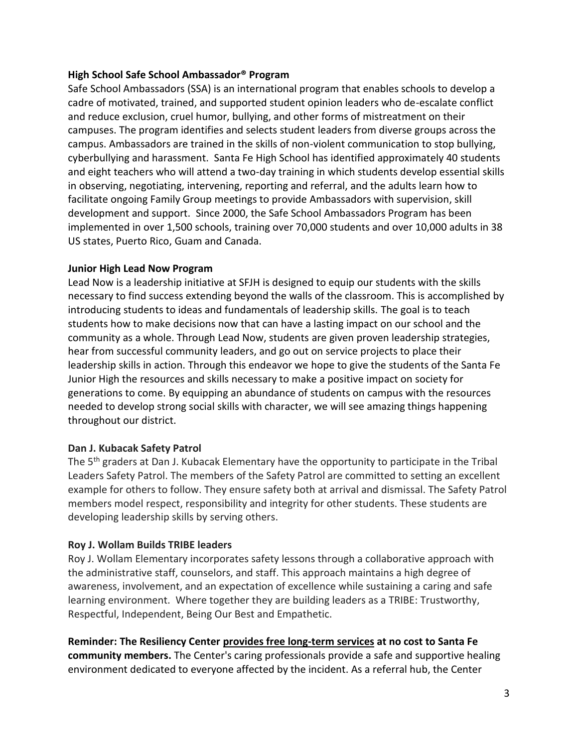**High School Safe School Ambassador® Program**

Safe School Ambassadors (SSA) is an international program that enables schools to develop a cadre of motivated, trained, and supported student opinion leaders who de-escalate conflict and reduce exclusion, cruel humor, bullying, and other forms of mistreatment on their campuses. The program identifies and selects student leaders from diverse groups across the campus. Ambassadors are trained in the skills of non-violent communication to stop bullying, cyberbullying and harassment. Santa Fe High School has identified approximately 40 students and eight teachers who will attend a two-day training in which students develop essential skills in observing, negotiating, intervening, reporting and referral, and the adults learn how to facilitate ongoing Family Group meetings to provide Ambassadors with supervision, skill development and support. Since 2000, the Safe School Ambassadors Program has been implemented in over 1,500 schools, training over 70,000 students and over 10,000 adults in 38 US states, Puerto Rico, Guam and Canada.

**Junior High Lead Now Program**

Lead Now is a leadership initiative at SFJH is designed to equip our students with the skills necessary to find success extending beyond the walls of the classroom. This is accomplished by introducing students to ideas and fundamentals of leadership skills. The goal is to teach students how to make decisions now that can have a lasting impact on our school and the community as a whole. Through Lead Now, students are given proven leadership strategies, hear from successful community leaders, and go out on service projects to place their leadership skills in action. Through this endeavor we hope to give the students of the Santa Fe Junior High the resources and skills necessary to make a positive impact on society for generations to come. By equipping an abundance of students on campus with the resources needed to develop strong social skills with character, we will see amazing things happening throughout our district.

**Dan J. Kubacak Safety Patrol**

The 5th graders at Dan J. Kubacak Elementary have the opportunity to participate in the Tribal Leaders Safety Patrol. The members of the Safety Patrol are committed to setting an excellent example for others to follow. They ensure safety both at arrival and dismissal. The Safety Patrol members model respect, responsibility and integrity for other students. These students are developing leadership skills by serving others.

**Roy J. Wollam Builds TRIBE leaders**

Roy J. Wollam Elementary incorporates safety lessons through a collaborative approach with the administrative staff, counselors, and staff. This approach maintains a high degree of awareness, involvement, and an expectation of excellence while sustaining a caring and safe learning environment. Where together they are building leaders as a TRIBE: Trustworthy, Respectful, Independent, Being Our Best and Empathetic.

**Reminder: The Resiliency Center provides free long-term services at no cost to Santa Fe community members.** The Center's caring professionals provide a safe and supportive healing environment dedicated to everyone affected by the incident. As a referral hub, the Center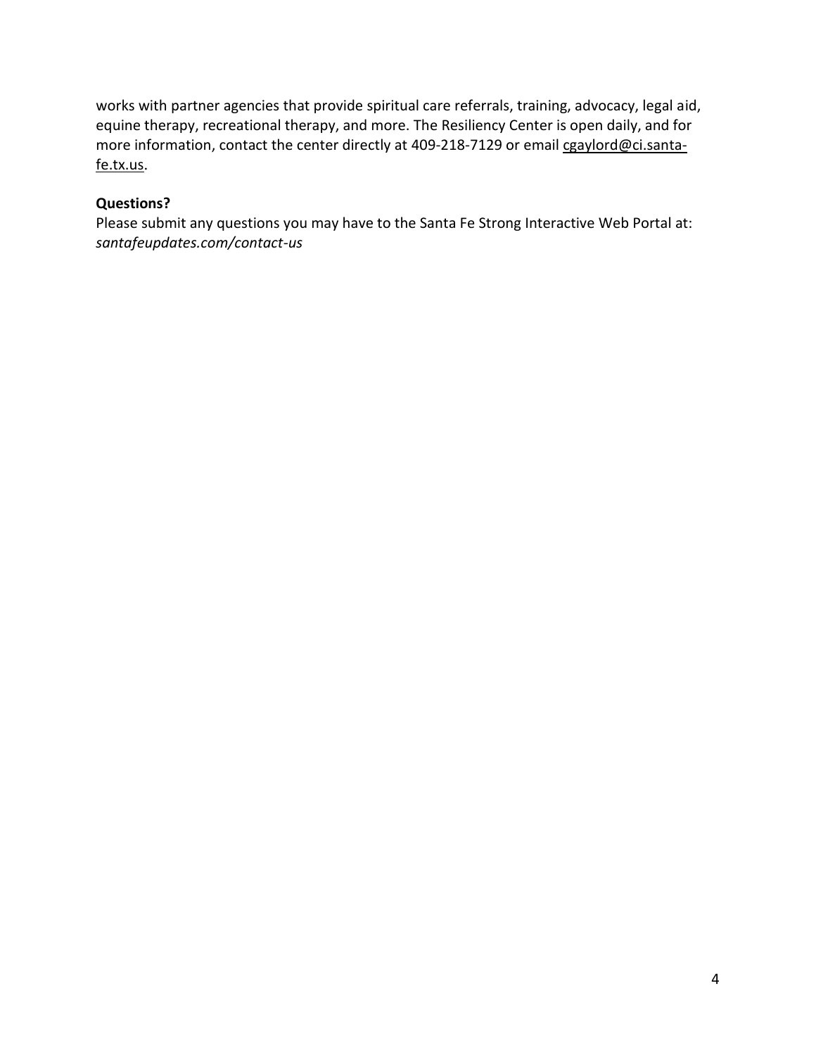works with partner agencies that provide spiritual care referrals, training, advocacy, legal aid, equine therapy, recreational therapy, and more. The Resiliency Center is open daily, and for more information, contact the center directly at 409-218-7129 or email cgaylord@ci.santa-fe.tx.us.

**Questions?**

Please submit any questions you may have to the Santa Fe Strong Interactive Web Portal at: *santafeupdates.com/contact-us*